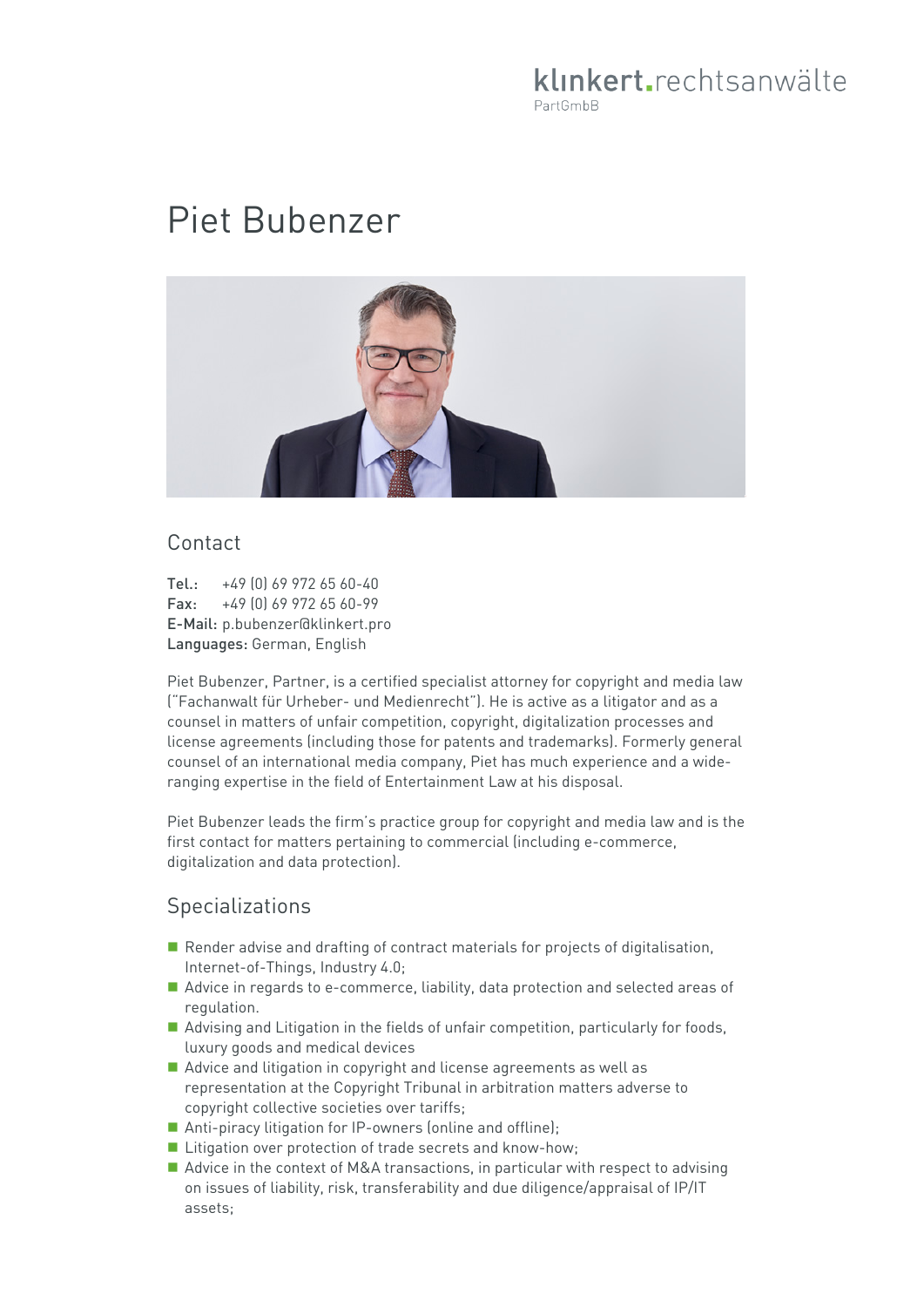klinkert.rechtsanwälte
PartGmbB

# Piet Bubenzer

## Contact

**Tel.:** +49 (0) 69 972 65 60-40
**Fax:** +49 (0) 69 972 65 60-99
**E-Mail:** p.bubenzer@klinkert.pro
**Languages:** German, English

Piet Bubenzer, Partner, is a certified specialist attorney for copyright and media law ("Fachanwalt für Urheber- und Medienrecht"). He is active as a litigator and as a counsel in matters of unfair competition, copyright, digitalization processes and license agreements (including those for patents and trademarks). Formerly general counsel of an international media company, Piet has much experience and a wide-ranging expertise in the field of Entertainment Law at his disposal.

Piet Bubenzer leads the firm's practice group for copyright and media law and is the first contact for matters pertaining to commercial (including e-commerce, digitalization and data protection).

## Specializations

- Render advise and drafting of contract materials for projects of digitalisation, Internet-of-Things, Industry 4.0;
- Advice in regards to e-commerce, liability, data protection and selected areas of regulation.
- Advising and Litigation in the fields of unfair competition, particularly for foods, luxury goods and medical devices
- Advice and litigation in copyright and license agreements as well as representation at the Copyright Tribunal in arbitration matters adverse to copyright collective societies over tariffs;
- Anti-piracy litigation for IP-owners (online and offline);
- Litigation over protection of trade secrets and know-how;
- Advice in the context of M&A transactions, in particular with respect to advising on issues of liability, risk, transferability and due diligence/appraisal of IP/IT assets;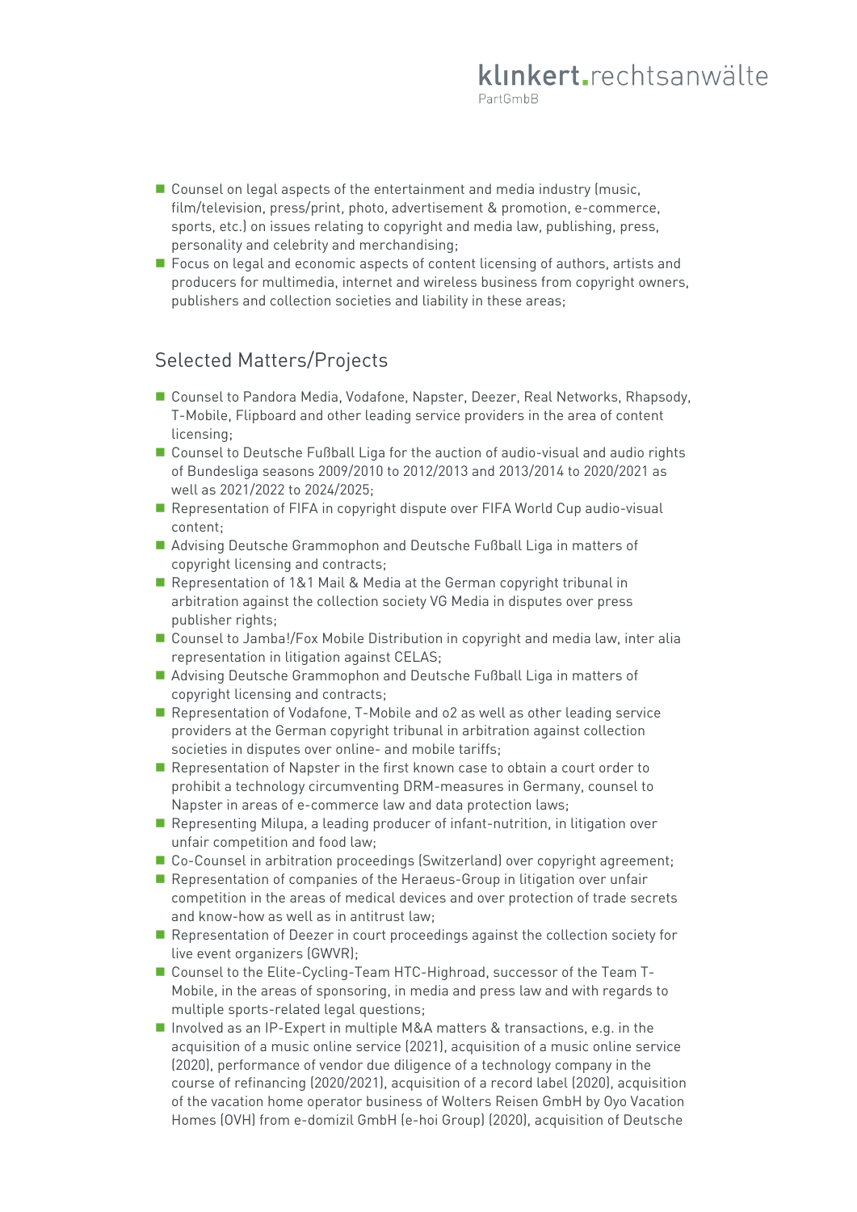- Counsel on legal aspects of the entertainment and media industry (music, film/television, press/print, photo, advertisement & promotion, e-commerce, sports, etc.) on issues relating to copyright and media law, publishing, press, personality and celebrity and merchandising;
- Focus on legal and economic aspects of content licensing of authors, artists and producers for multimedia, internet and wireless business from copyright owners, publishers and collection societies and liability in these areas;

## Selected Matters/Projects

- Counsel to Pandora Media, Vodafone, Napster, Deezer, Real Networks, Rhapsody, T-Mobile, Flipboard and other leading service providers in the area of content licensing;
- Counsel to Deutsche Fußball Liga for the auction of audio-visual and audio rights of Bundesliga seasons 2009/2010 to 2012/2013 and 2013/2014 to 2020/2021 as well as 2021/2022 to 2024/2025;
- Representation of FIFA in copyright dispute over FIFA World Cup audio-visual content;
- Advising Deutsche Grammophon and Deutsche Fußball Liga in matters of copyright licensing and contracts;
- Representation of 1&1 Mail & Media at the German copyright tribunal in arbitration against the collection society VG Media in disputes over press publisher rights;
- Counsel to Jamba!/Fox Mobile Distribution in copyright and media law, inter alia representation in litigation against CELAS;
- Advising Deutsche Grammophon and Deutsche Fußball Liga in matters of copyright licensing and contracts;
- Representation of Vodafone, T-Mobile and o2 as well as other leading service providers at the German copyright tribunal in arbitration against collection societies in disputes over online- and mobile tariffs;
- Representation of Napster in the first known case to obtain a court order to prohibit a technology circumventing DRM-measures in Germany, counsel to Napster in areas of e-commerce law and data protection laws;
- Representing Milupa, a leading producer of infant-nutrition, in litigation over unfair competition and food law;
- Co-Counsel in arbitration proceedings (Switzerland) over copyright agreement;
- Representation of companies of the Heraeus-Group in litigation over unfair competition in the areas of medical devices and over protection of trade secrets and know-how as well as in antitrust law;
- Representation of Deezer in court proceedings against the collection society for live event organizers (GWVR);
- Counsel to the Elite-Cycling-Team HTC-Highroad, successor of the Team T-Mobile, in the areas of sponsoring, in media and press law and with regards to multiple sports-related legal questions;
- Involved as an IP-Expert in multiple M&A matters & transactions, e.g. in the acquisition of a music online service (2021), acquisition of a music online service (2020), performance of vendor due diligence of a technology company in the course of refinancing (2020/2021), acquisition of a record label (2020), acquisition of the vacation home operator business of Wolters Reisen GmbH by Oyo Vacation Homes (OVH) from e-domizil GmbH (e-hoi Group) (2020), acquisition of Deutsche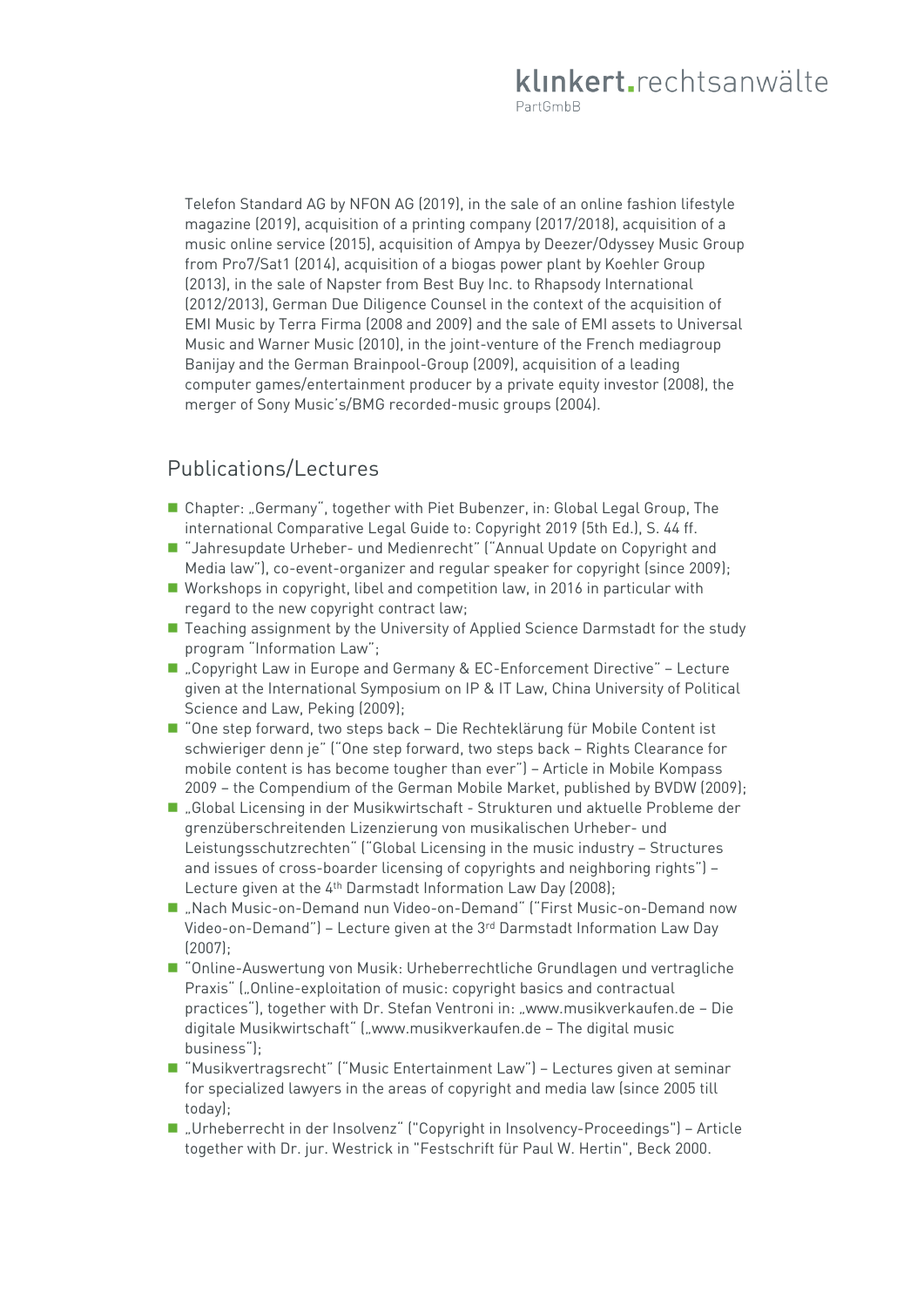Telefon Standard AG by NFON AG (2019), in the sale of an online fashion lifestyle magazine (2019), acquisition of a printing company (2017/2018), acquisition of a music online service (2015), acquisition of Ampya by Deezer/Odyssey Music Group from Pro7/Sat1 (2014), acquisition of a biogas power plant by Koehler Group (2013), in the sale of Napster from Best Buy Inc. to Rhapsody International (2012/2013), German Due Diligence Counsel in the context of the acquisition of EMI Music by Terra Firma (2008 and 2009) and the sale of EMI assets to Universal Music and Warner Music (2010), in the joint-venture of the French mediagroup Banijay and the German Brainpool-Group (2009), acquisition of a leading computer games/entertainment producer by a private equity investor (2008), the merger of Sony Music's/BMG recorded-music groups (2004).

## Publications/Lectures

- Chapter: „Germany", together with Piet Bubenzer, in: Global Legal Group, The international Comparative Legal Guide to: Copyright 2019 (5th Ed.), S. 44 ff.
- "Jahresupdate Urheber- und Medienrecht" ("Annual Update on Copyright and Media law"), co-event-organizer and regular speaker for copyright (since 2009);
- Workshops in copyright, libel and competition law, in 2016 in particular with regard to the new copyright contract law;
- Teaching assignment by the University of Applied Science Darmstadt for the study program "Information Law";
- „Copyright Law in Europe and Germany & EC-Enforcement Directive" – Lecture given at the International Symposium on IP & IT Law, China University of Political Science and Law, Peking (2009);
- "One step forward, two steps back – Die Rechteklärung für Mobile Content ist schwieriger denn je" ("One step forward, two steps back – Rights Clearance for mobile content is has become tougher than ever") – Article in Mobile Kompass 2009 – the Compendium of the German Mobile Market, published by BVDW (2009);
- „Global Licensing in der Musikwirtschaft - Strukturen und aktuelle Probleme der grenzüberschreitenden Lizenzierung von musikalischen Urheber- und Leistungsschutzrechten" ("Global Licensing in the music industry – Structures and issues of cross-boarder licensing of copyrights and neighboring rights") – Lecture given at the 4th Darmstadt Information Law Day (2008);
- „Nach Music-on-Demand nun Video-on-Demand" ("First Music-on-Demand now Video-on-Demand") – Lecture given at the 3rd Darmstadt Information Law Day (2007);
- "Online-Auswertung von Musik: Urheberrechtliche Grundlagen und vertragliche Praxis" („Online-exploitation of music: copyright basics and contractual practices"), together with Dr. Stefan Ventroni in: „www.musikverkaufen.de – Die digitale Musikwirtschaft" („www.musikverkaufen.de – The digital music business");
- "Musikvertragsrecht" ("Music Entertainment Law") – Lectures given at seminar for specialized lawyers in the areas of copyright and media law (since 2005 till today);
- „Urheberrecht in der Insolvenz" ("Copyright in Insolvency-Proceedings") – Article together with Dr. jur. Westrick in "Festschrift für Paul W. Hertin", Beck 2000.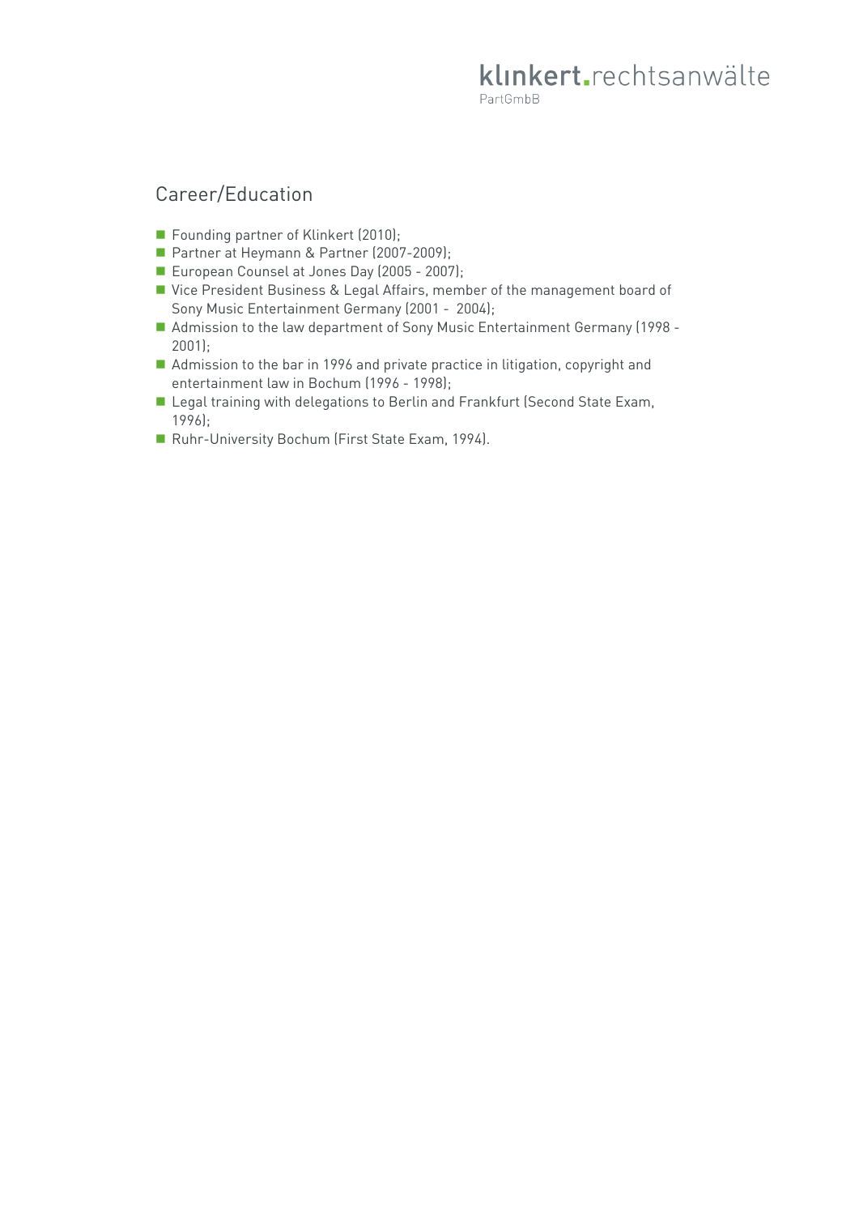## Career/Education

- Founding partner of Klinkert (2010);
- Partner at Heymann & Partner (2007-2009);
- European Counsel at Jones Day (2005 - 2007);
- Vice President Business & Legal Affairs, member of the management board of Sony Music Entertainment Germany (2001 - 2004);
- Admission to the law department of Sony Music Entertainment Germany (1998 - 2001);
- Admission to the bar in 1996 and private practice in litigation, copyright and entertainment law in Bochum (1996 - 1998);
- Legal training with delegations to Berlin and Frankfurt (Second State Exam, 1996);
- Ruhr-University Bochum (First State Exam, 1994).